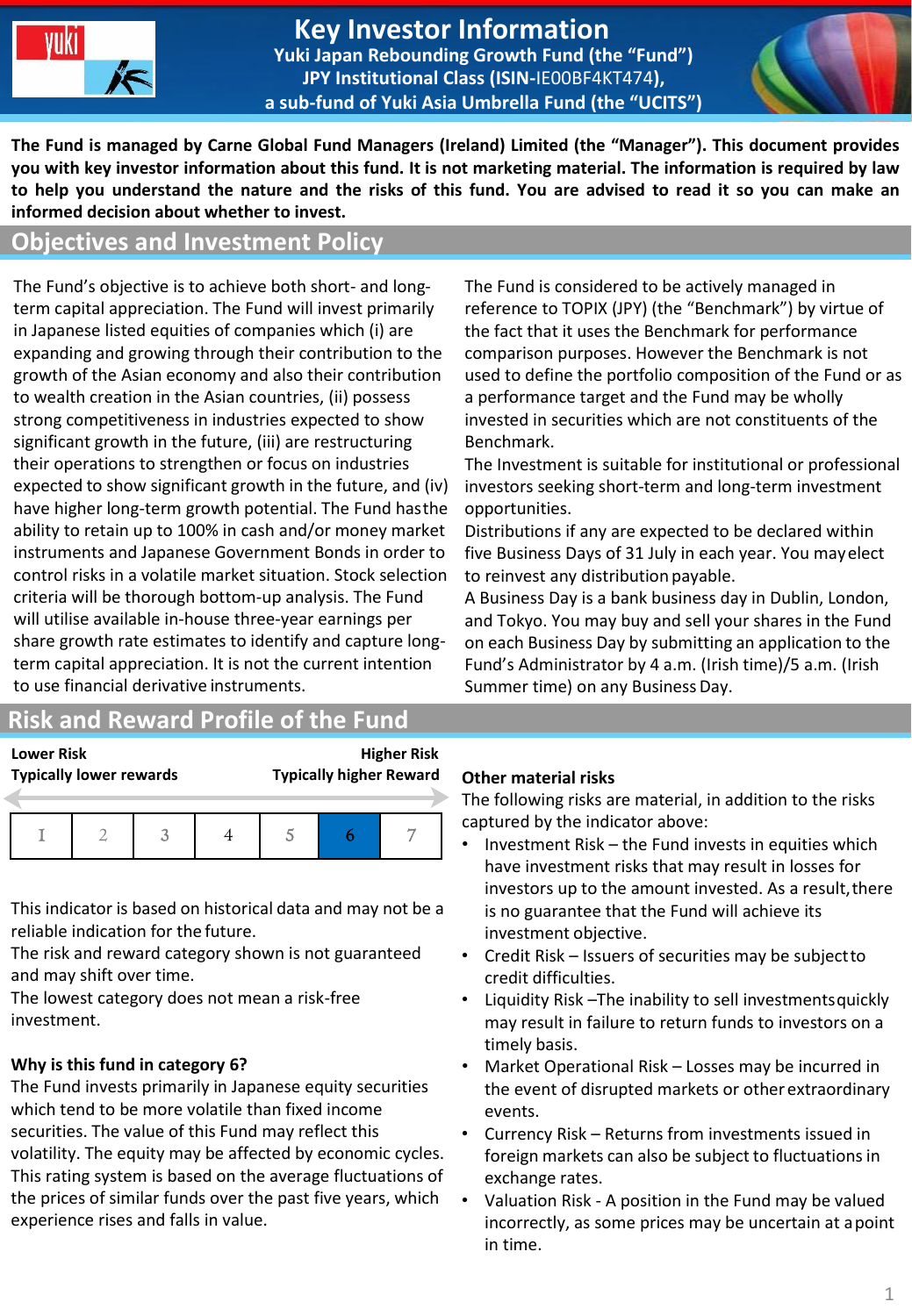# Key Investor Information

**Yuki Japan Rebounding Growth Fund (the "Fund")**
**JPY Institutional Class (ISIN-IE00BF4KT474),**
**a sub-fund of Yuki Asia Umbrella Fund (the "UCITS")**

**The Fund is managed by Carne Global Fund Managers (Ireland) Limited (the "Manager"). This document provides you with key investor information about this fund. It is not marketing material. The information is required by law to help you understand the nature and the risks of this fund. You are advised to read it so you can make an informed decision about whether to invest.**

## Objectives and Investment Policy

The Fund's objective is to achieve both short- and long-term capital appreciation. The Fund will invest primarily in Japanese listed equities of companies which (i) are expanding and growing through their contribution to the growth of the Asian economy and also their contribution to wealth creation in the Asian countries, (ii) possess strong competitiveness in industries expected to show significant growth in the future, (iii) are restructuring their operations to strengthen or focus on industries expected to show significant growth in the future, and (iv) have higher long-term growth potential. The Fund hasthe ability to retain up to 100% in cash and/or money market instruments and Japanese Government Bonds in order to control risks in a volatile market situation. Stock selection criteria will be thorough bottom-up analysis. The Fund will utilise available in-house three-year earnings per share growth rate estimates to identify and capture long-term capital appreciation. It is not the current intention to use financial derivative instruments.

The Fund is considered to be actively managed in reference to TOPIX (JPY) (the "Benchmark") by virtue of the fact that it uses the Benchmark for performance comparison purposes. However the Benchmark is not used to define the portfolio composition of the Fund or as a performance target and the Fund may be wholly invested in securities which are not constituents of the Benchmark.

The Investment is suitable for institutional or professional investors seeking short-term and long-term investment opportunities.

Distributions if any are expected to be declared within five Business Days of 31 July in each year. You mayelect to reinvest any distribution payable.

A Business Day is a bank business day in Dublin, London, and Tokyo. You may buy and sell your shares in the Fund on each Business Day by submitting an application to the Fund's Administrator by 4 a.m. (Irish time)/5 a.m. (Irish Summer time) on any Business Day.

## Risk and Reward Profile of the Fund

**Lower Risk** — **Higher Risk**
**Typically lower rewards** — **Typically higher Reward**

| 1 | 2 | 3 | 4 | 5 | **6** | 7 |
|---|---|---|---|---|---|---|

This indicator is based on historical data and may not be a reliable indication for the future.
The risk and reward category shown is not guaranteed and may shift over time.
The lowest category does not mean a risk-free investment.

**Why is this fund in category 6?**

The Fund invests primarily in Japanese equity securities which tend to be more volatile than fixed income securities. The value of this Fund may reflect this volatility. The equity may be affected by economic cycles. This rating system is based on the average fluctuations of the prices of similar funds over the past five years, which experience rises and falls in value.

**Other material risks**

The following risks are material, in addition to the risks captured by the indicator above:

- Investment Risk – the Fund invests in equities which have investment risks that may result in losses for investors up to the amount invested. As a result,there is no guarantee that the Fund will achieve its investment objective.
- Credit Risk – Issuers of securities may be subjectto credit difficulties.
- Liquidity Risk –The inability to sell investmentsquickly may result in failure to return funds to investors on a timely basis.
- Market Operational Risk – Losses may be incurred in the event of disrupted markets or other extraordinary events.
- Currency Risk – Returns from investments issued in foreign markets can also be subject to fluctuations in exchange rates.
- Valuation Risk - A position in the Fund may be valued incorrectly, as some prices may be uncertain at apoint in time.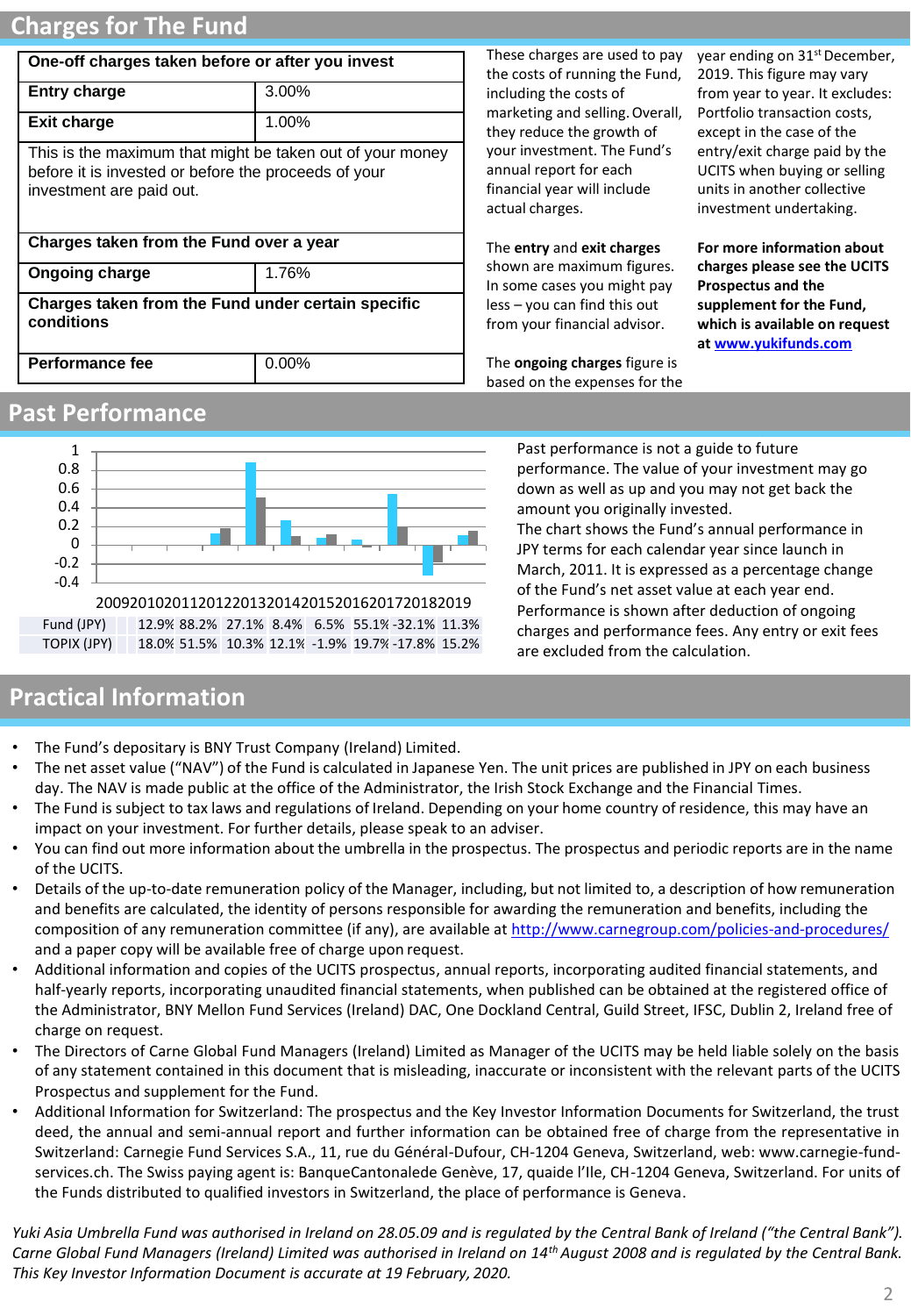## Charges for The Fund

| One-off charges taken before or after you invest | |
|---|---|
| **Entry charge** | 3.00% |
| **Exit charge** | 1.00% |
| This is the maximum that might be taken out of your money before it is invested or before the proceeds of your investment are paid out. | |
| **Charges taken from the Fund over a year** | |
| **Ongoing charge** | 1.76% |
| **Charges taken from the Fund under certain specific conditions** | |
| **Performance fee** | 0.00% |

These charges are used to pay the costs of running the Fund, including the costs of marketing and selling. Overall, they reduce the growth of your investment. The Fund's annual report for each financial year will include actual charges.

The **entry** and **exit charges** shown are maximum figures. In some cases you might pay less – you can find this out from your financial advisor.

The **ongoing charges** figure is based on the expenses for the year ending on 31st December, 2019. This figure may vary from year to year. It excludes: Portfolio transaction costs, except in the case of the entry/exit charge paid by the UCITS when buying or selling units in another collective investment undertaking.

**For more information about charges please see the UCITS Prospectus and the supplement for the Fund, which is available on request at www.yukifunds.com**

## Past Performance

1
0.8
0.6
0.4
0.2
0
-0.2
-0.4

2009 2010 2011 2012 2013 2014 2015 2016 2017 2018 2019

Fund (JPY) 12.9% 88.2% 27.1% 8.4% 6.5% 55.1% -32.1% 11.3%

TOPIX (JPY) 18.0% 51.5% 10.3% 12.1% -1.9% 19.7% -17.8% 15.2%

Past performance is not a guide to future performance. The value of your investment may go down as well as up and you may not get back the amount you originally invested.

The chart shows the Fund's annual performance in JPY terms for each calendar year since launch in March, 2011. It is expressed as a percentage change of the Fund's net asset value at each year end. Performance is shown after deduction of ongoing charges and performance fees. Any entry or exit fees are excluded from the calculation.

## Practical Information

- The Fund's depositary is BNY Trust Company (Ireland) Limited.
- The net asset value ("NAV") of the Fund is calculated in Japanese Yen. The unit prices are published in JPY on each business day. The NAV is made public at the office of the Administrator, the Irish Stock Exchange and the Financial Times.
- The Fund is subject to tax laws and regulations of Ireland. Depending on your home country of residence, this may have an impact on your investment. For further details, please speak to an adviser.
- You can find out more information about the umbrella in the prospectus. The prospectus and periodic reports are in the name of the UCITS.
- Details of the up-to-date remuneration policy of the Manager, including, but not limited to, a description of how remuneration and benefits are calculated, the identity of persons responsible for awarding the remuneration and benefits, including the composition of any remuneration committee (if any), are available at http://www.carnegroup.com/policies-and-procedures/ and a paper copy will be available free of charge upon request.
- Additional information and copies of the UCITS prospectus, annual reports, incorporating audited financial statements, and half-yearly reports, incorporating unaudited financial statements, when published can be obtained at the registered office of the Administrator, BNY Mellon Fund Services (Ireland) DAC, One Dockland Central, Guild Street, IFSC, Dublin 2, Ireland free of charge on request.
- The Directors of Carne Global Fund Managers (Ireland) Limited as Manager of the UCITS may be held liable solely on the basis of any statement contained in this document that is misleading, inaccurate or inconsistent with the relevant parts of the UCITS Prospectus and supplement for the Fund.
- Additional Information for Switzerland: The prospectus and the Key Investor Information Documents for Switzerland, the trust deed, the annual and semi-annual report and further information can be obtained free of charge from the representative in Switzerland: Carnegie Fund Services S.A., 11, rue du Général-Dufour, CH-1204 Geneva, Switzerland, web: www.carnegie-fund-services.ch. The Swiss paying agent is: BanqueCantonalede Genève, 17, quaide l'Ile, CH-1204 Geneva, Switzerland. For units of the Funds distributed to qualified investors in Switzerland, the place of performance is Geneva.

*Yuki Asia Umbrella Fund was authorised in Ireland on 28.05.09 and is regulated by the Central Bank of Ireland ("the Central Bank"). Carne Global Fund Managers (Ireland) Limited was authorised in Ireland on 14th August 2008 and is regulated by the Central Bank. This Key Investor Information Document is accurate at 19 February, 2020.*